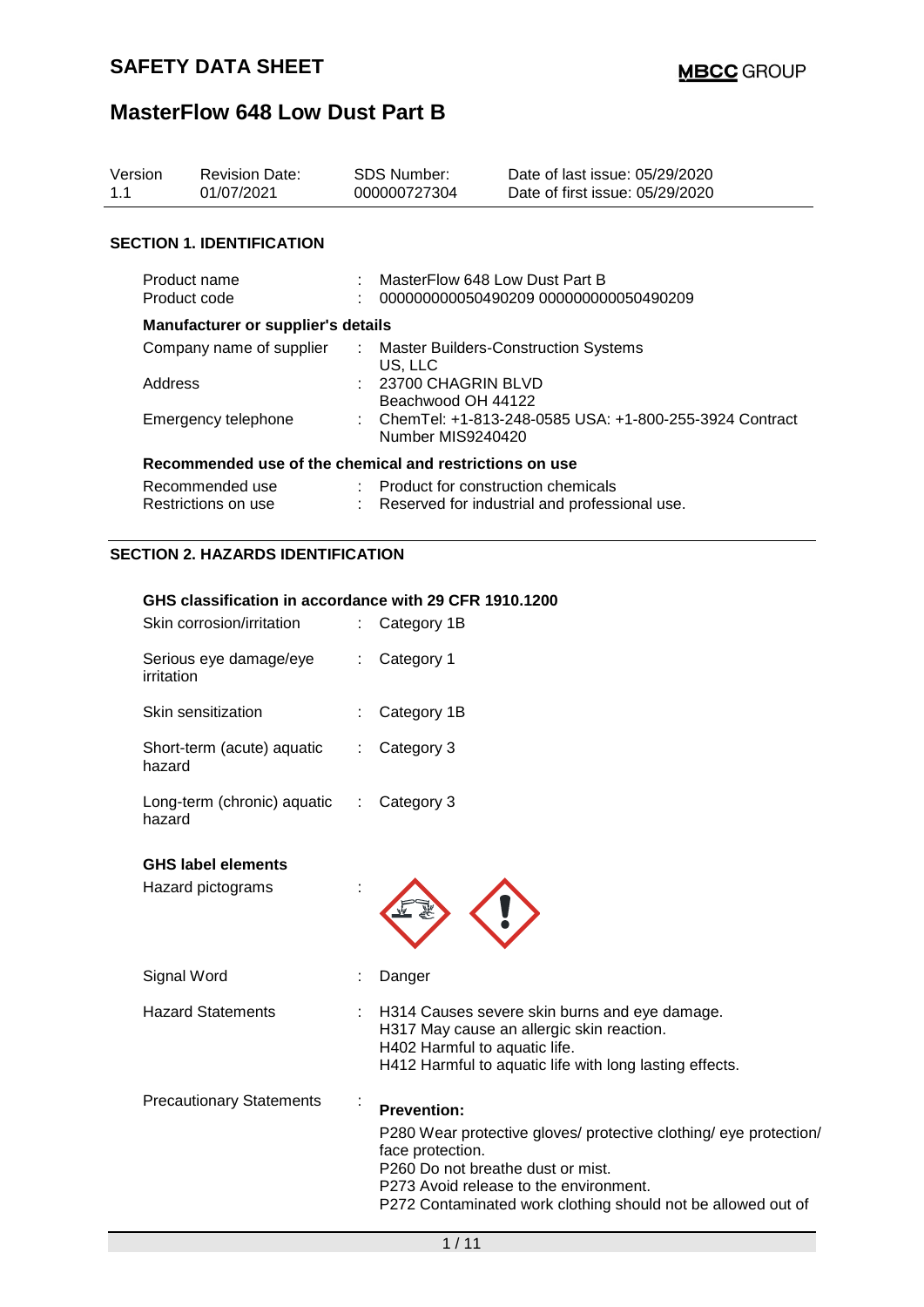# SAFETY DATA SHEET

## MasterFlow 648 Low Dust Part B

| Version | Revision Date: | SDS Number: | Date of last issue: 05/29/2020 |
|---|---|---|---|
| 1.1 | 01/07/2021 | 000000727304 | Date of first issue: 05/29/2020 |

### SECTION 1. IDENTIFICATION

Product name : MasterFlow 648 Low Dust Part B
Product code : 000000000050490209 000000000050490209

**Manufacturer or supplier's details**

Company name of supplier : Master Builders-Construction Systems US, LLC
Address : 23700 CHAGRIN BLVD Beachwood OH 44122
Emergency telephone : ChemTel: +1-813-248-0585 USA: +1-800-255-3924 Contract Number MIS9240420

**Recommended use of the chemical and restrictions on use**

Recommended use : Product for construction chemicals
Restrictions on use : Reserved for industrial and professional use.

### SECTION 2. HAZARDS IDENTIFICATION

**GHS classification in accordance with 29 CFR 1910.1200**

Skin corrosion/irritation : Category 1B

Serious eye damage/eye irritation : Category 1

Skin sensitization : Category 1B

Short-term (acute) aquatic hazard : Category 3

Long-term (chronic) aquatic hazard : Category 3

**GHS label elements**

Hazard pictograms :

Signal Word : Danger

Hazard Statements : H314 Causes severe skin burns and eye damage.
H317 May cause an allergic skin reaction.
H402 Harmful to aquatic life.
H412 Harmful to aquatic life with long lasting effects.

Precautionary Statements : **Prevention:**

P280 Wear protective gloves/ protective clothing/ eye protection/ face protection.
P260 Do not breathe dust or mist.
P273 Avoid release to the environment.
P272 Contaminated work clothing should not be allowed out of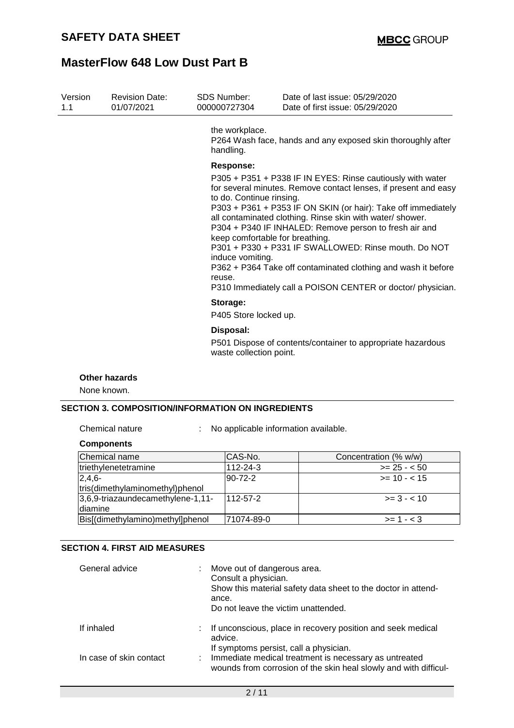the workplace.
P264 Wash face, hands and any exposed skin thoroughly after handling.

**Response:**

P305 + P351 + P338 IF IN EYES: Rinse cautiously with water for several minutes. Remove contact lenses, if present and easy to do. Continue rinsing.
P303 + P361 + P353 IF ON SKIN (or hair): Take off immediately all contaminated clothing. Rinse skin with water/ shower.
P304 + P340 IF INHALED: Remove person to fresh air and keep comfortable for breathing.
P301 + P330 + P331 IF SWALLOWED: Rinse mouth. Do NOT induce vomiting.
P362 + P364 Take off contaminated clothing and wash it before reuse.
P310 Immediately call a POISON CENTER or doctor/ physician.

**Storage:**

P405 Store locked up.

**Disposal:**

P501 Dispose of contents/container to appropriate hazardous waste collection point.

**Other hazards**

None known.

## SECTION 3. COMPOSITION/INFORMATION ON INGREDIENTS

Chemical nature : No applicable information available.

**Components**

| Chemical name | CAS-No. | Concentration (% w/w) |
|---|---|---|
| triethylenetetramine | 112-24-3 | >= 25 - < 50 |
| 2,4,6-tris(dimethylaminomethyl)phenol | 90-72-2 | >= 10 - < 15 |
| 3,6,9-triazaundecamethylene-1,11-diamine | 112-57-2 | >= 3 - < 10 |
| Bis[(dimethylamino)methyl]phenol | 71074-89-0 | >= 1 - < 3 |

## SECTION 4. FIRST AID MEASURES

General advice : Move out of dangerous area.
Consult a physician.
Show this material safety data sheet to the doctor in attendance.
Do not leave the victim unattended.

If inhaled : If unconscious, place in recovery position and seek medical advice.
If symptoms persist, call a physician.

In case of skin contact : Immediate medical treatment is necessary as untreated wounds from corrosion of the skin heal slowly and with difficul-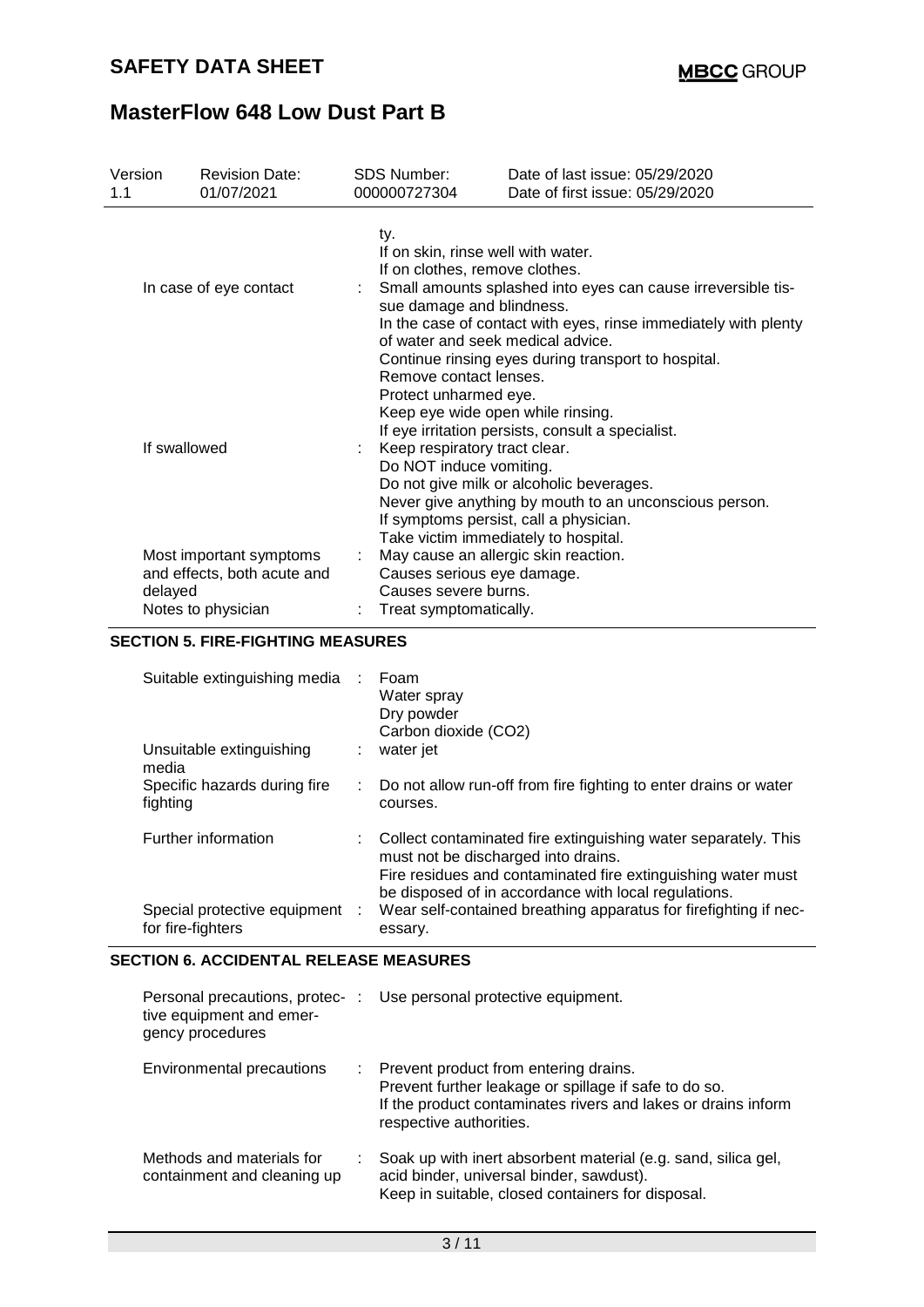| Version 1.1 | Revision Date: 01/07/2021 | SDS Number: 000000727304 | Date of last issue: 05/29/2020<br>Date of first issue: 05/29/2020 |
|---|---|---|---|

| | |
|---|---|
| | ty.<br>If on skin, rinse well with water.<br>If on clothes, remove clothes. |
| In case of eye contact | : Small amounts splashed into eyes can cause irreversible tissue damage and blindness.<br>In the case of contact with eyes, rinse immediately with plenty of water and seek medical advice.<br>Continue rinsing eyes during transport to hospital.<br>Remove contact lenses.<br>Protect unharmed eye.<br>Keep eye wide open while rinsing.<br>If eye irritation persists, consult a specialist. |
| If swallowed | : Keep respiratory tract clear.<br>Do NOT induce vomiting.<br>Do not give milk or alcoholic beverages.<br>Never give anything by mouth to an unconscious person.<br>If symptoms persist, call a physician.<br>Take victim immediately to hospital. |
| Most important symptoms and effects, both acute and delayed | : May cause an allergic skin reaction.<br>Causes serious eye damage.<br>Causes severe burns. |
| Notes to physician | : Treat symptomatically. |

## SECTION 5. FIRE-FIGHTING MEASURES

| | |
|---|---|
| Suitable extinguishing media | : Foam<br>Water spray<br>Dry powder<br>Carbon dioxide ($CO_2$) |
| Unsuitable extinguishing media | : water jet |
| Specific hazards during fire fighting | : Do not allow run-off from fire fighting to enter drains or water courses. |
| Further information | : Collect contaminated fire extinguishing water separately. This must not be discharged into drains.<br>Fire residues and contaminated fire extinguishing water must be disposed of in accordance with local regulations. |
| Special protective equipment for fire-fighters | : Wear self-contained breathing apparatus for firefighting if necessary. |

## SECTION 6. ACCIDENTAL RELEASE MEASURES

| | |
|---|---|
| Personal precautions, protective equipment and emergency procedures | : Use personal protective equipment. |
| Environmental precautions | : Prevent product from entering drains.<br>Prevent further leakage or spillage if safe to do so.<br>If the product contaminates rivers and lakes or drains inform respective authorities. |
| Methods and materials for containment and cleaning up | : Soak up with inert absorbent material (e.g. sand, silica gel, acid binder, universal binder, sawdust).<br>Keep in suitable, closed containers for disposal. |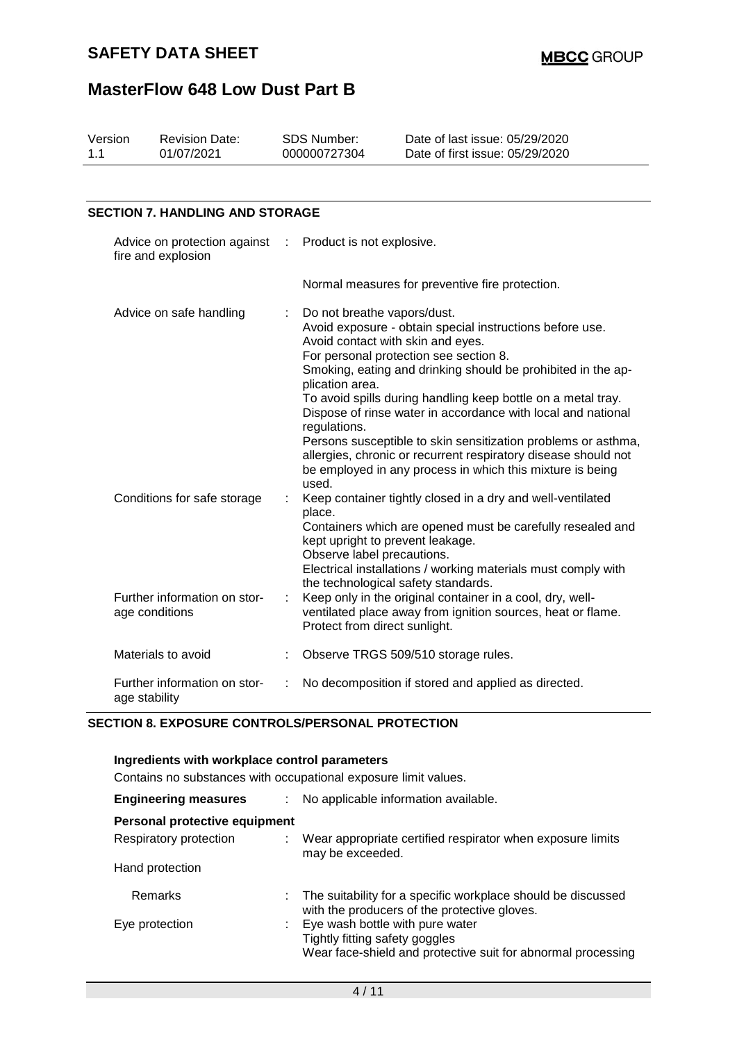| Version | Revision Date: | SDS Number: | Date of last issue: 05/29/2020 |
|---|---|---|---|
| 1.1 | 01/07/2021 | 000000727304 | Date of first issue: 05/29/2020 |

## SECTION 7. HANDLING AND STORAGE

| | | |
|---|---|---|
| Advice on protection against fire and explosion | : | Product is not explosive.<br><br>Normal measures for preventive fire protection. |
| Advice on safe handling | : | Do not breathe vapors/dust.<br>Avoid exposure - obtain special instructions before use.<br>Avoid contact with skin and eyes.<br>For personal protection see section 8.<br>Smoking, eating and drinking should be prohibited in the application area.<br>To avoid spills during handling keep bottle on a metal tray.<br>Dispose of rinse water in accordance with local and national regulations.<br>Persons susceptible to skin sensitization problems or asthma, allergies, chronic or recurrent respiratory disease should not be employed in any process in which this mixture is being used. |
| Conditions for safe storage | : | Keep container tightly closed in a dry and well-ventilated place.<br>Containers which are opened must be carefully resealed and kept upright to prevent leakage.<br>Observe label precautions.<br>Electrical installations / working materials must comply with the technological safety standards. |
| Further information on storage conditions | : | Keep only in the original container in a cool, dry, well-ventilated place away from ignition sources, heat or flame.<br>Protect from direct sunlight. |
| Materials to avoid | : | Observe TRGS 509/510 storage rules. |
| Further information on storage stability | : | No decomposition if stored and applied as directed. |

## SECTION 8. EXPOSURE CONTROLS/PERSONAL PROTECTION

**Ingredients with workplace control parameters**

Contains no substances with occupational exposure limit values.

| | | |
|---|---|---|
| **Engineering measures** | : | No applicable information available. |

**Personal protective equipment**

| | | |
|---|---|---|
| Respiratory protection | : | Wear appropriate certified respirator when exposure limits may be exceeded. |
| Hand protection | | |
| Remarks | : | The suitability for a specific workplace should be discussed with the producers of the protective gloves. |
| Eye protection | : | Eye wash bottle with pure water<br>Tightly fitting safety goggles<br>Wear face-shield and protective suit for abnormal processing |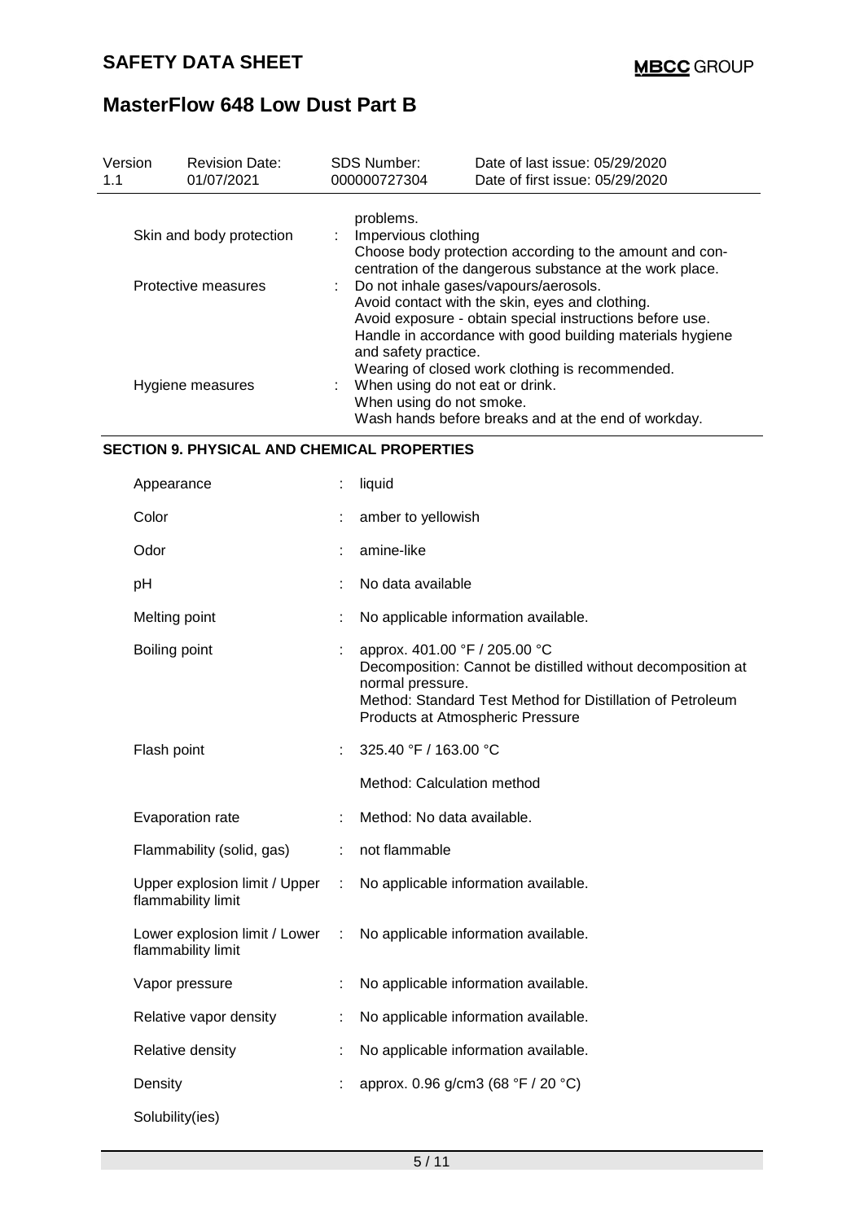| | | |
|---|---|---|
| | | problems. |
| Skin and body protection | : | Impervious clothing<br>Choose body protection according to the amount and concentration of the dangerous substance at the work place. |
| Protective measures | : | Do not inhale gases/vapours/aerosols.<br>Avoid contact with the skin, eyes and clothing.<br>Avoid exposure - obtain special instructions before use.<br>Handle in accordance with good building materials hygiene and safety practice.<br>Wearing of closed work clothing is recommended. |
| Hygiene measures | : | When using do not eat or drink.<br>When using do not smoke.<br>Wash hands before breaks and at the end of workday. |

## SECTION 9. PHYSICAL AND CHEMICAL PROPERTIES

| | | |
|---|---|---|
| Appearance | : | liquid |
| Color | : | amber to yellowish |
| Odor | : | amine-like |
| pH | : | No data available |
| Melting point | : | No applicable information available. |
| Boiling point | : | approx. 401.00 °F / 205.00 °C<br>Decomposition: Cannot be distilled without decomposition at normal pressure.<br>Method: Standard Test Method for Distillation of Petroleum Products at Atmospheric Pressure |
| Flash point | : | 325.40 °F / 163.00 °C<br><br>Method: Calculation method |
| Evaporation rate | : | Method: No data available. |
| Flammability (solid, gas) | : | not flammable |
| Upper explosion limit / Upper flammability limit | : | No applicable information available. |
| Lower explosion limit / Lower flammability limit | : | No applicable information available. |
| Vapor pressure | : | No applicable information available. |
| Relative vapor density | : | No applicable information available. |
| Relative density | : | No applicable information available. |
| Density | : | approx. 0.96 g/cm3 (68 °F / 20 °C) |
| Solubility(ies) | | |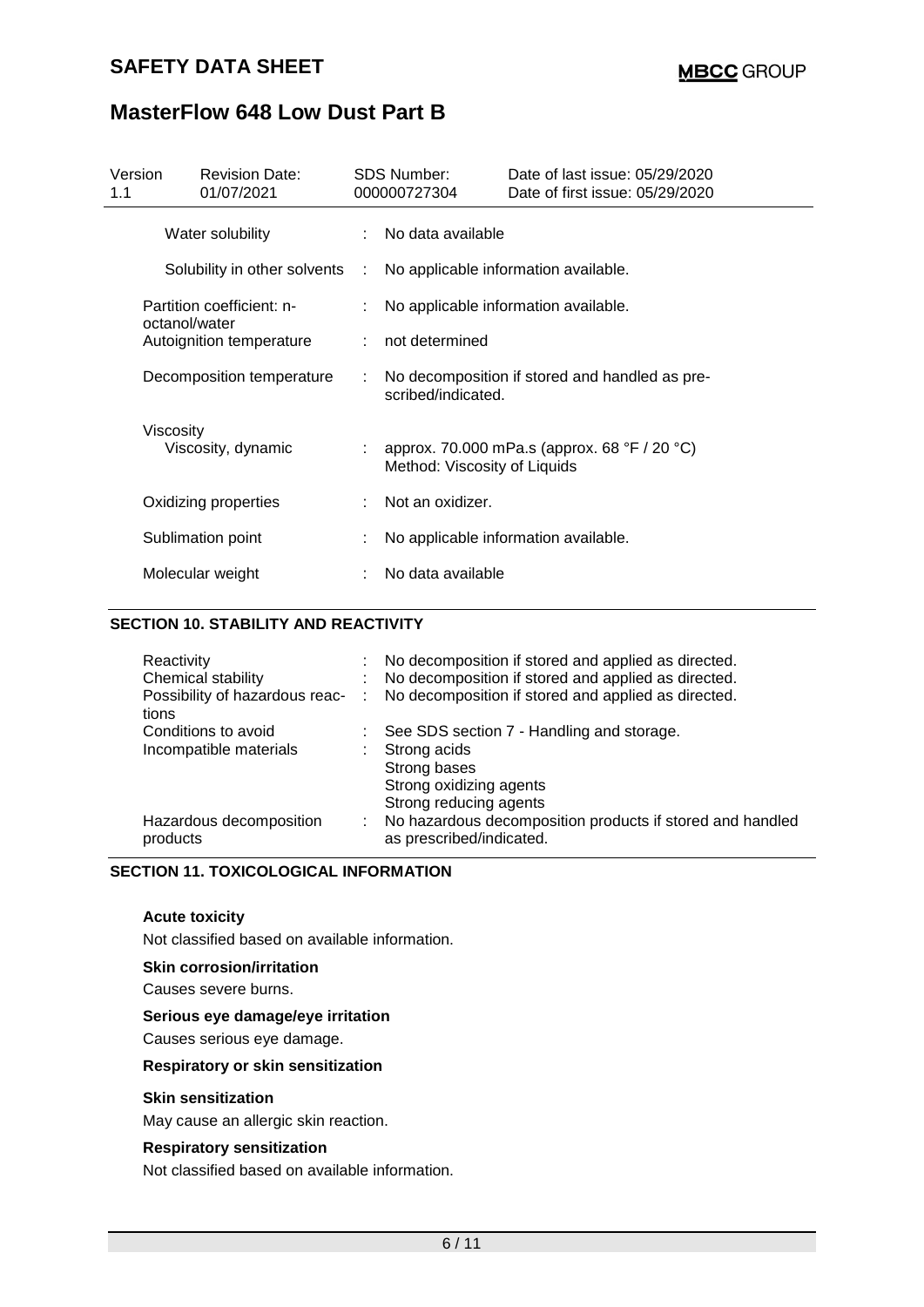| Version 1.1 | Revision Date: 01/07/2021 | SDS Number: 000000727304 | Date of last issue: 05/29/2020 Date of first issue: 05/29/2020 |
|---|---|---|---|

| | | |
|---|---|---|
| Water solubility | : | No data available |
| Solubility in other solvents | : | No applicable information available. |
| Partition coefficient: n-octanol/water | : | No applicable information available. |
| Autoignition temperature | : | not determined |
| Decomposition temperature | : | No decomposition if stored and handled as prescribed/indicated. |
| Viscosity | | |
| Viscosity, dynamic | : | approx. 70.000 mPa.s (approx. 68 °F / 20 °C) Method: Viscosity of Liquids |
| Oxidizing properties | : | Not an oxidizer. |
| Sublimation point | : | No applicable information available. |
| Molecular weight | : | No data available |

## SECTION 10. STABILITY AND REACTIVITY

| | | |
|---|---|---|
| Reactivity | : | No decomposition if stored and applied as directed. |
| Chemical stability | : | No decomposition if stored and applied as directed. |
| Possibility of hazardous reactions | : | No decomposition if stored and applied as directed. |
| Conditions to avoid | : | See SDS section 7 - Handling and storage. |
| Incompatible materials | : | Strong acids<br>Strong bases<br>Strong oxidizing agents<br>Strong reducing agents |
| Hazardous decomposition products | : | No hazardous decomposition products if stored and handled as prescribed/indicated. |

## SECTION 11. TOXICOLOGICAL INFORMATION

**Acute toxicity**

Not classified based on available information.

**Skin corrosion/irritation**

Causes severe burns.

**Serious eye damage/eye irritation**

Causes serious eye damage.

**Respiratory or skin sensitization**

**Skin sensitization**

May cause an allergic skin reaction.

**Respiratory sensitization**

Not classified based on available information.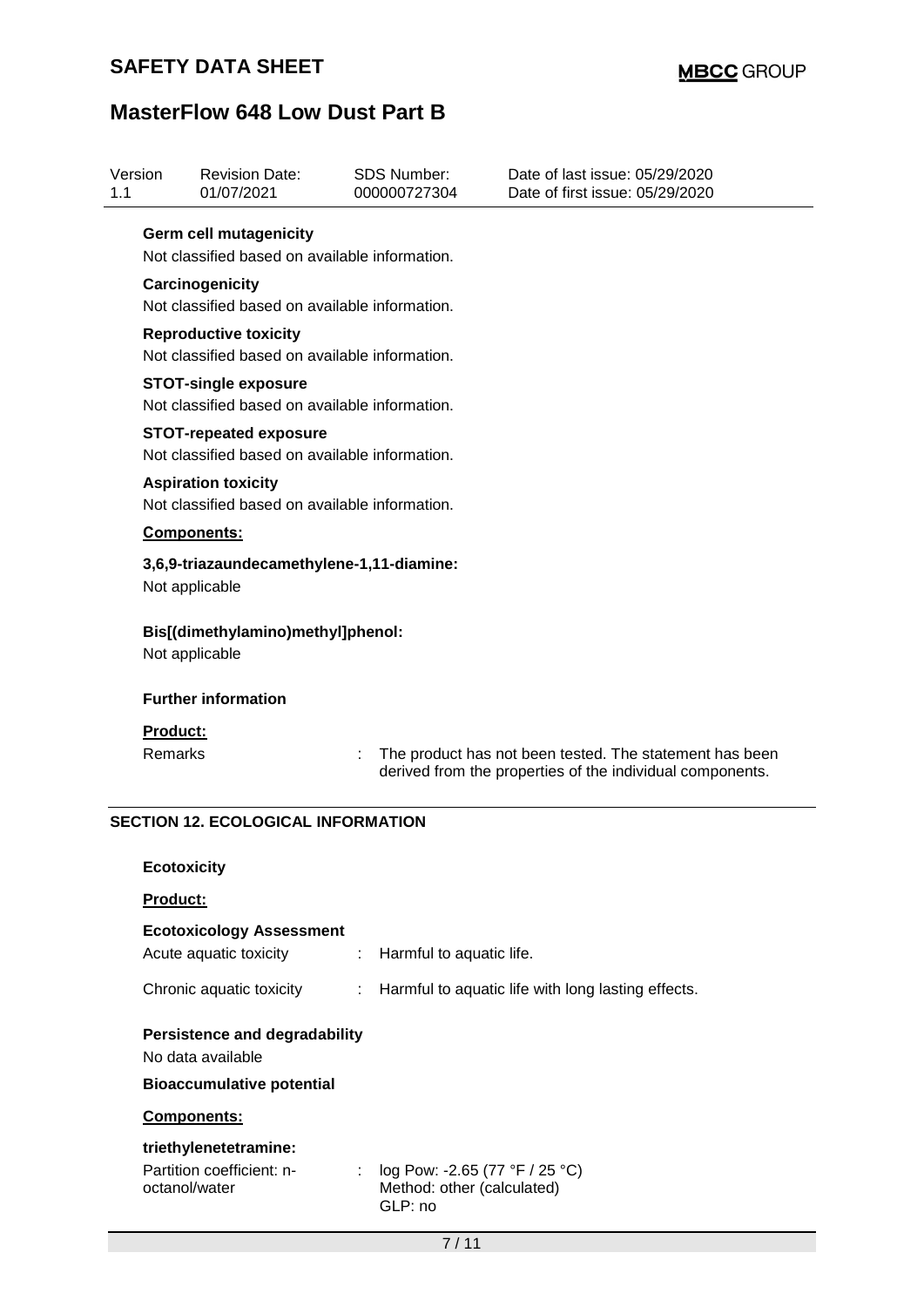**Germ cell mutagenicity**

Not classified based on available information.

**Carcinogenicity**

Not classified based on available information.

**Reproductive toxicity**

Not classified based on available information.

**STOT-single exposure**

Not classified based on available information.

**STOT-repeated exposure**

Not classified based on available information.

**Aspiration toxicity**

Not classified based on available information.

**Components:**

**3,6,9-triazaundecamethylene-1,11-diamine:**

Not applicable

**Bis[(dimethylamino)methyl]phenol:**

Not applicable

**Further information**

**Product:**

Remarks : The product has not been tested. The statement has been derived from the properties of the individual components.

## SECTION 12. ECOLOGICAL INFORMATION

**Ecotoxicity**

**Product:**

**Ecotoxicology Assessment**

Acute aquatic toxicity : Harmful to aquatic life.

Chronic aquatic toxicity : Harmful to aquatic life with long lasting effects.

**Persistence and degradability**

No data available

**Bioaccumulative potential**

**Components:**

**triethylenetetramine:**

Partition coefficient: n-octanol/water : log Pow: -2.65 (77 °F / 25 °C)
Method: other (calculated)
GLP: no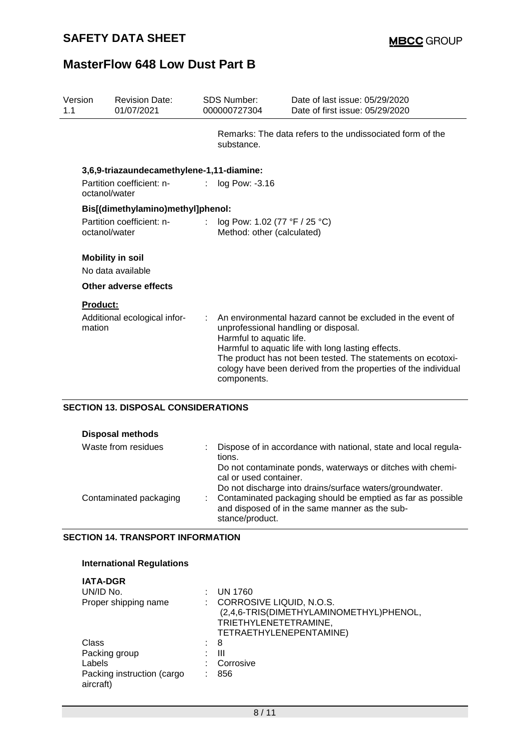Remarks: The data refers to the undissociated form of the substance.

**3,6,9-triazaundecamethylene-1,11-diamine:**

Partition coefficient: n-octanol/water : log Pow: -3.16

**Bis[(dimethylamino)methyl]phenol:**

Partition coefficient: n-octanol/water : log Pow: 1.02 (77 °F / 25 °C)
Method: other (calculated)

**Mobility in soil**

No data available

**Other adverse effects**

**Product:**

Additional ecological information : An environmental hazard cannot be excluded in the event of unprofessional handling or disposal.
Harmful to aquatic life.
Harmful to aquatic life with long lasting effects.
The product has not been tested. The statements on ecotoxicology have been derived from the properties of the individual components.

## SECTION 13. DISPOSAL CONSIDERATIONS

**Disposal methods**

Waste from residues : Dispose of in accordance with national, state and local regulations.
Do not contaminate ponds, waterways or ditches with chemical or used container.
Do not discharge into drains/surface waters/groundwater.

Contaminated packaging : Contaminated packaging should be emptied as far as possible and disposed of in the same manner as the substance/product.

## SECTION 14. TRANSPORT INFORMATION

**International Regulations**

**IATA-DGR**

UN/ID No. : UN 1760

Proper shipping name : CORROSIVE LIQUID, N.O.S.
(2,4,6-TRIS(DIMETHYLAMINOMETHYL)PHENOL, TRIETHYLENETETRAMINE, TETRAETHYLENEPENTAMINE)

Class : 8

Packing group : III

Labels : Corrosive

Packing instruction (cargo aircraft) : 856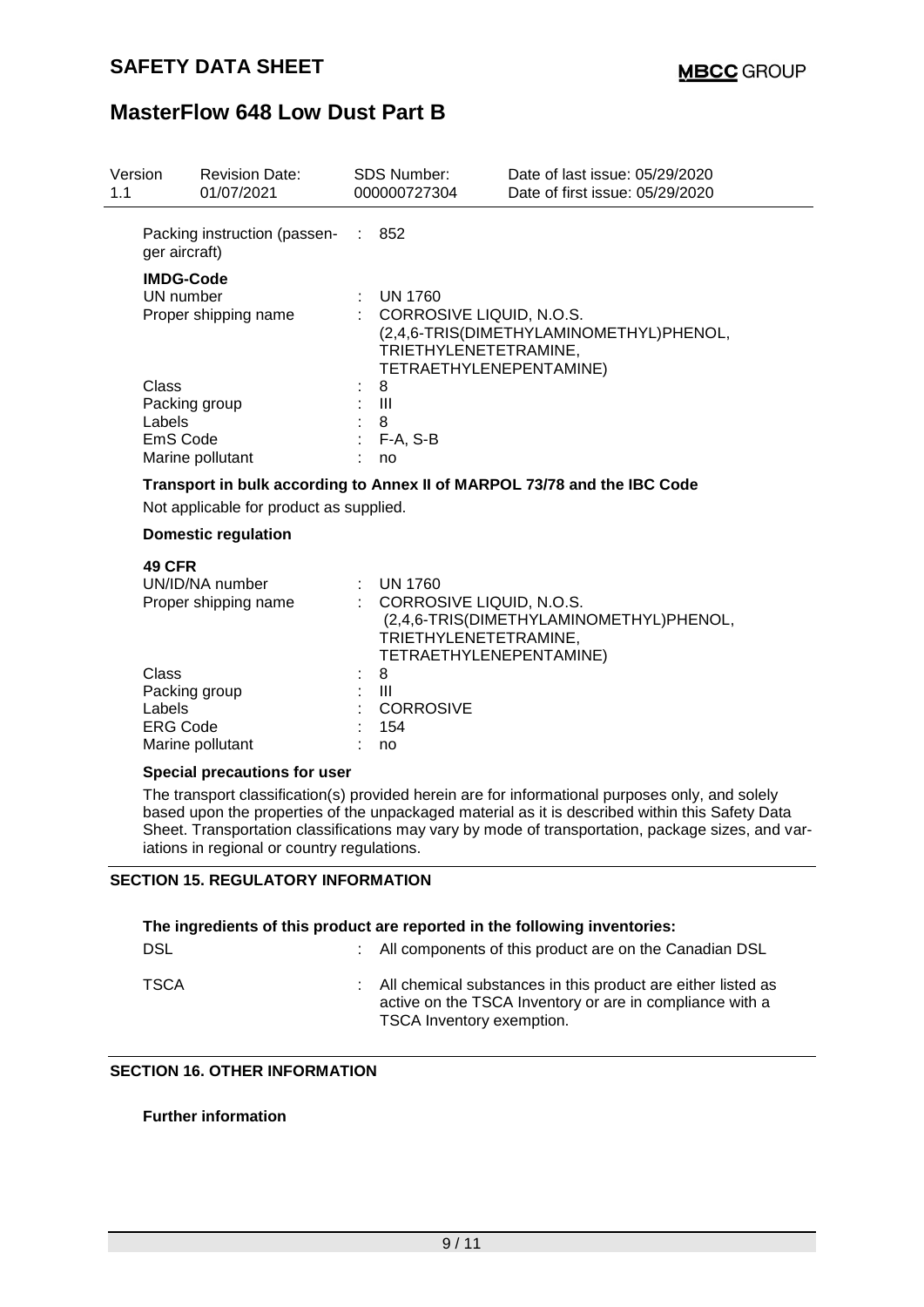| Version 1.1 | Revision Date: 01/07/2021 | SDS Number: 000000727304 | Date of last issue: 05/29/2020<br>Date of first issue: 05/29/2020 |
|---|---|---|---|

Packing instruction (passenger aircraft) : 852

**IMDG-Code**

| | | |
|---|---|---|
| UN number | : | UN 1760 |
| Proper shipping name | : | CORROSIVE LIQUID, N.O.S.<br>(2,4,6-TRIS(DIMETHYLAMINOMETHYL)PHENOL, TRIETHYLENETETRAMINE, TETRAETHYLENEPENTAMINE) |
| Class | : | 8 |
| Packing group | : | III |
| Labels | : | 8 |
| EmS Code | : | F-A, S-B |
| Marine pollutant | : | no |

**Transport in bulk according to Annex II of MARPOL 73/78 and the IBC Code**

Not applicable for product as supplied.

**Domestic regulation**

**49 CFR**

| | | |
|---|---|---|
| UN/ID/NA number | : | UN 1760 |
| Proper shipping name | : | CORROSIVE LIQUID, N.O.S.<br>(2,4,6-TRIS(DIMETHYLAMINOMETHYL)PHENOL, TRIETHYLENETETRAMINE, TETRAETHYLENEPENTAMINE) |
| Class | : | 8 |
| Packing group | : | III |
| Labels | : | CORROSIVE |
| ERG Code | : | 154 |
| Marine pollutant | : | no |

**Special precautions for user**

The transport classification(s) provided herein are for informational purposes only, and solely based upon the properties of the unpackaged material as it is described within this Safety Data Sheet. Transportation classifications may vary by mode of transportation, package sizes, and variations in regional or country regulations.

## SECTION 15. REGULATORY INFORMATION

**The ingredients of this product are reported in the following inventories:**

| | | |
|---|---|---|
| DSL | : | All components of this product are on the Canadian DSL |
| TSCA | : | All chemical substances in this product are either listed as active on the TSCA Inventory or are in compliance with a TSCA Inventory exemption. |

## SECTION 16. OTHER INFORMATION

**Further information**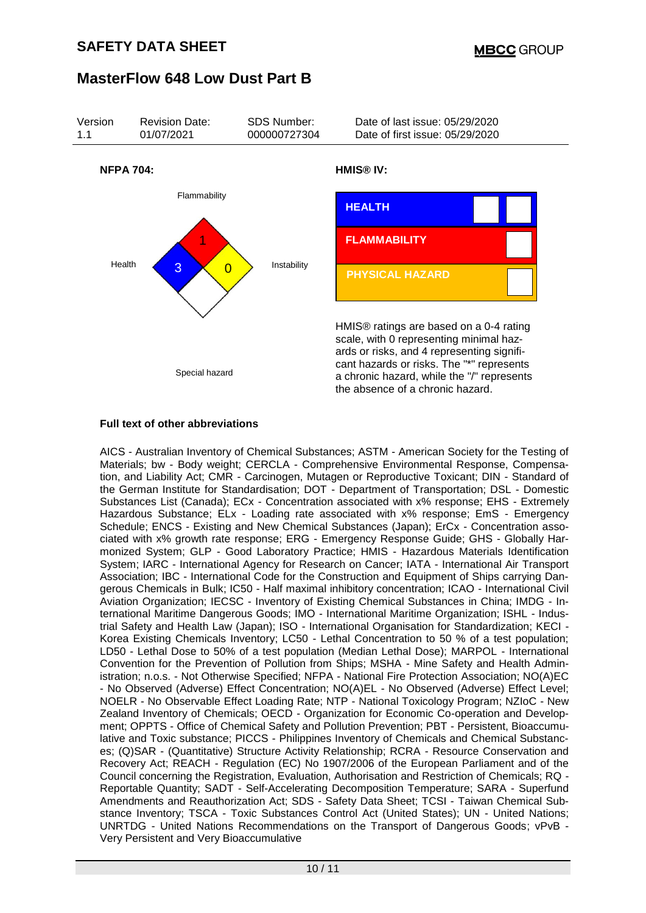Version 1.1 | Revision Date: 01/07/2021 | SDS Number: 000000727304 | Date of last issue: 05/29/2020 | Date of first issue: 05/29/2020

**NFPA 704:**

Flammability: 1

Health: 3

Instability: 0

Special hazard

**HMIS® IV:**

| HEALTH | | |
|---|---|---|
| FLAMMABILITY | | |
| PHYSICAL HAZARD | | |

HMIS® ratings are based on a 0-4 rating scale, with 0 representing minimal hazards or risks, and 4 representing significant hazards or risks. The "*" represents a chronic hazard, while the "/" represents the absence of a chronic hazard.

**Full text of other abbreviations**

AICS - Australian Inventory of Chemical Substances; ASTM - American Society for the Testing of Materials; bw - Body weight; CERCLA - Comprehensive Environmental Response, Compensation, and Liability Act; CMR - Carcinogen, Mutagen or Reproductive Toxicant; DIN - Standard of the German Institute for Standardisation; DOT - Department of Transportation; DSL - Domestic Substances List (Canada); ECx - Concentration associated with x% response; EHS - Extremely Hazardous Substance; ELx - Loading rate associated with x% response; EmS - Emergency Schedule; ENCS - Existing and New Chemical Substances (Japan); ErCx - Concentration associated with x% growth rate response; ERG - Emergency Response Guide; GHS - Globally Harmonized System; GLP - Good Laboratory Practice; HMIS - Hazardous Materials Identification System; IARC - International Agency for Research on Cancer; IATA - International Air Transport Association; IBC - International Code for the Construction and Equipment of Ships carrying Dangerous Chemicals in Bulk; IC50 - Half maximal inhibitory concentration; ICAO - International Civil Aviation Organization; IECSC - Inventory of Existing Chemical Substances in China; IMDG - International Maritime Dangerous Goods; IMO - International Maritime Organization; ISHL - Industrial Safety and Health Law (Japan); ISO - International Organisation for Standardization; KECI - Korea Existing Chemicals Inventory; LC50 - Lethal Concentration to 50 % of a test population; LD50 - Lethal Dose to 50% of a test population (Median Lethal Dose); MARPOL - International Convention for the Prevention of Pollution from Ships; MSHA - Mine Safety and Health Administration; n.o.s. - Not Otherwise Specified; NFPA - National Fire Protection Association; NO(A)EC - No Observed (Adverse) Effect Concentration; NO(A)EL - No Observed (Adverse) Effect Level; NOELR - No Observable Effect Loading Rate; NTP - National Toxicology Program; NZIoC - New Zealand Inventory of Chemicals; OECD - Organization for Economic Co-operation and Development; OPPTS - Office of Chemical Safety and Pollution Prevention; PBT - Persistent, Bioaccumulative and Toxic substance; PICCS - Philippines Inventory of Chemicals and Chemical Substances; (Q)SAR - (Quantitative) Structure Activity Relationship; RCRA - Resource Conservation and Recovery Act; REACH - Regulation (EC) No 1907/2006 of the European Parliament and of the Council concerning the Registration, Evaluation, Authorisation and Restriction of Chemicals; RQ - Reportable Quantity; SADT - Self-Accelerating Decomposition Temperature; SARA - Superfund Amendments and Reauthorization Act; SDS - Safety Data Sheet; TCSI - Taiwan Chemical Substance Inventory; TSCA - Toxic Substances Control Act (United States); UN - United Nations; UNRTDG - United Nations Recommendations on the Transport of Dangerous Goods; vPvB - Very Persistent and Very Bioaccumulative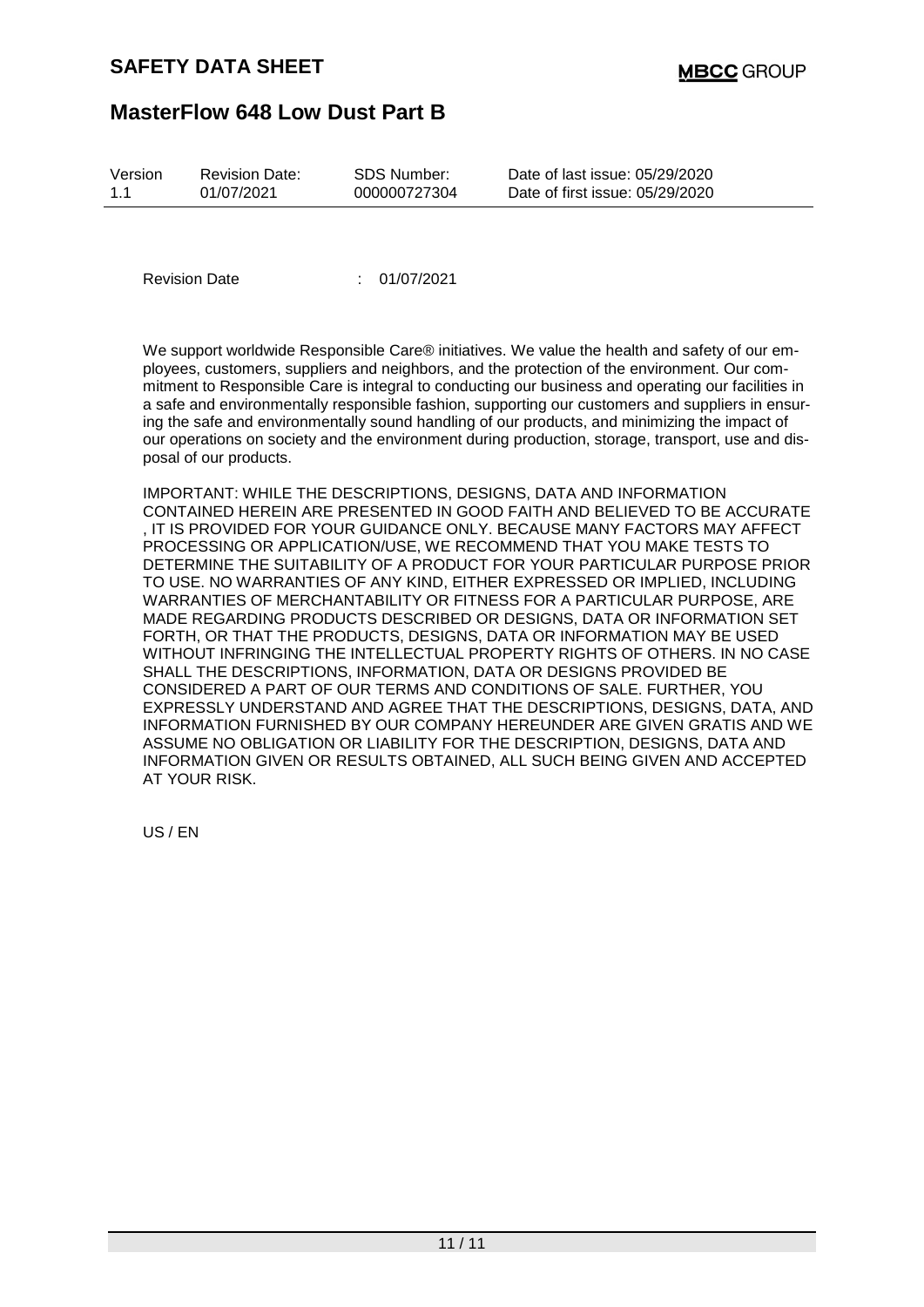Revision Date : 01/07/2021

We support worldwide Responsible Care® initiatives. We value the health and safety of our employees, customers, suppliers and neighbors, and the protection of the environment. Our commitment to Responsible Care is integral to conducting our business and operating our facilities in a safe and environmentally responsible fashion, supporting our customers and suppliers in ensuring the safe and environmentally sound handling of our products, and minimizing the impact of our operations on society and the environment during production, storage, transport, use and disposal of our products.

IMPORTANT: WHILE THE DESCRIPTIONS, DESIGNS, DATA AND INFORMATION CONTAINED HEREIN ARE PRESENTED IN GOOD FAITH AND BELIEVED TO BE ACCURATE , IT IS PROVIDED FOR YOUR GUIDANCE ONLY. BECAUSE MANY FACTORS MAY AFFECT PROCESSING OR APPLICATION/USE, WE RECOMMEND THAT YOU MAKE TESTS TO DETERMINE THE SUITABILITY OF A PRODUCT FOR YOUR PARTICULAR PURPOSE PRIOR TO USE. NO WARRANTIES OF ANY KIND, EITHER EXPRESSED OR IMPLIED, INCLUDING WARRANTIES OF MERCHANTABILITY OR FITNESS FOR A PARTICULAR PURPOSE, ARE MADE REGARDING PRODUCTS DESCRIBED OR DESIGNS, DATA OR INFORMATION SET FORTH, OR THAT THE PRODUCTS, DESIGNS, DATA OR INFORMATION MAY BE USED WITHOUT INFRINGING THE INTELLECTUAL PROPERTY RIGHTS OF OTHERS. IN NO CASE SHALL THE DESCRIPTIONS, INFORMATION, DATA OR DESIGNS PROVIDED BE CONSIDERED A PART OF OUR TERMS AND CONDITIONS OF SALE. FURTHER, YOU EXPRESSLY UNDERSTAND AND AGREE THAT THE DESCRIPTIONS, DESIGNS, DATA, AND INFORMATION FURNISHED BY OUR COMPANY HEREUNDER ARE GIVEN GRATIS AND WE ASSUME NO OBLIGATION OR LIABILITY FOR THE DESCRIPTION, DESIGNS, DATA AND INFORMATION GIVEN OR RESULTS OBTAINED, ALL SUCH BEING GIVEN AND ACCEPTED AT YOUR RISK.

US / EN